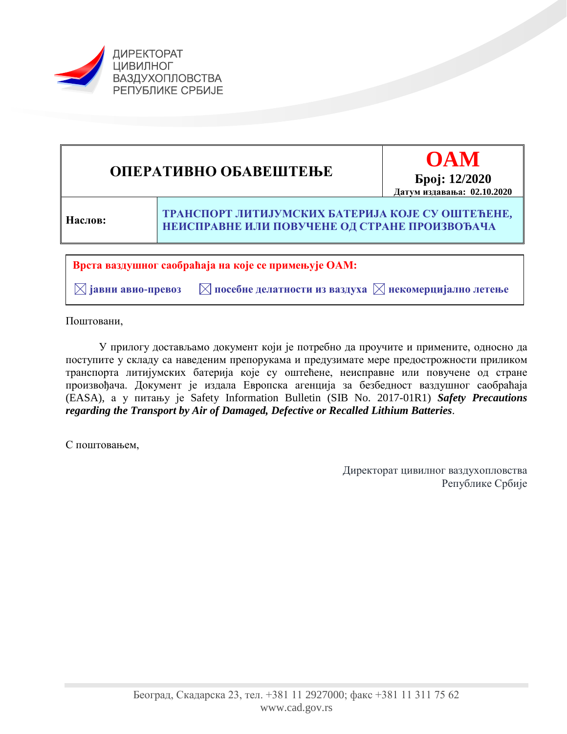ДИРЕКТОРАТ
ЦИВИЛНОГ
ВАЗДУХОПЛОВСТВА
РЕПУБЛИКЕ СРБИЈЕ

| **ОПЕРАТИВНО ОБАВЕШТЕЊЕ** | | **OAM**<br>**Број: 12/2020**<br>**Датум издавања: 02.10.2020** |
|---|---|---|
| **Наслов:** | **ТРАНСПОРТ ЛИТИЈУМСКИХ БАТЕРИЈА КОЈЕ СУ ОШТЕЋЕНЕ, НЕИСПРАВНЕ ИЛИ ПОВУЧЕНЕ ОД СТРАНЕ ПРОИЗВОЂАЧА** | |

**Врста ваздушног саобраћаја на које се примењује ОАМ:**

☒ **јавни авио-превоз** ☒ **посебне делатности из ваздуха** ☒ **некомерцијално летење**

Поштовани,

У прилогу достављамо документ који је потребно да проучите и примените, односно да поступите у складу са наведеним препорукама и предузимате мере предострожности приликом транспорта литијумских батерија које су оштећене, неисправне или повучене од стране произвођача. Документ је издала Европска агенција за безбедност ваздушног саобраћаја (EASA), а у питању је Safety Information Bulletin (SIB No. 2017-01R1) ***Safety Precautions regarding the Transport by Air of Damaged, Defective or Recalled Lithium Batteries***.

С поштовањем,

Директорат цивилног ваздухопловства
Републике Србије

Београд, Скадарска 23, тел. +381 11 2927000; факс +381 11 311 75 62
www.cad.gov.rs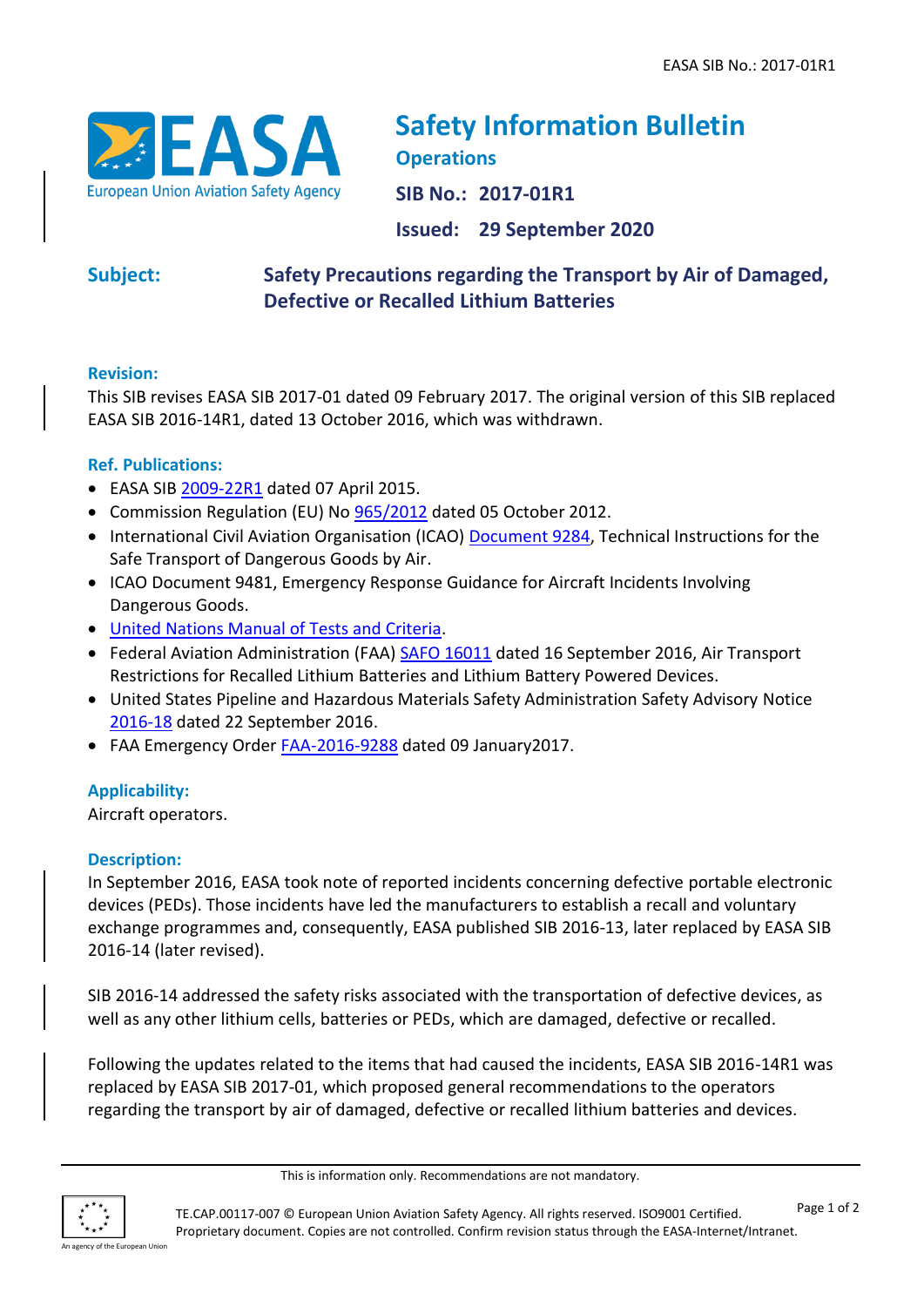EASA SIB No.: 2017-01R1

# Safety Information Bulletin

**Operations**

**SIB No.: 2017-01R1**

**Issued: 29 September 2020**

**Subject:** **Safety Precautions regarding the Transport by Air of Damaged, Defective or Recalled Lithium Batteries**

### Revision:

This SIB revises EASA SIB 2017-01 dated 09 February 2017. The original version of this SIB replaced EASA SIB 2016-14R1, dated 13 October 2016, which was withdrawn.

### Ref. Publications:

- EASA SIB 2009-22R1 dated 07 April 2015.
- Commission Regulation (EU) No 965/2012 dated 05 October 2012.
- International Civil Aviation Organisation (ICAO) Document 9284, Technical Instructions for the Safe Transport of Dangerous Goods by Air.
- ICAO Document 9481, Emergency Response Guidance for Aircraft Incidents Involving Dangerous Goods.
- United Nations Manual of Tests and Criteria.
- Federal Aviation Administration (FAA) SAFO 16011 dated 16 September 2016, Air Transport Restrictions for Recalled Lithium Batteries and Lithium Battery Powered Devices.
- United States Pipeline and Hazardous Materials Safety Administration Safety Advisory Notice 2016-18 dated 22 September 2016.
- FAA Emergency Order FAA-2016-9288 dated 09 January2017.

### Applicability:

Aircraft operators.

### Description:

In September 2016, EASA took note of reported incidents concerning defective portable electronic devices (PEDs). Those incidents have led the manufacturers to establish a recall and voluntary exchange programmes and, consequently, EASA published SIB 2016-13, later replaced by EASA SIB 2016-14 (later revised).

SIB 2016-14 addressed the safety risks associated with the transportation of defective devices, as well as any other lithium cells, batteries or PEDs, which are damaged, defective or recalled.

Following the updates related to the items that had caused the incidents, EASA SIB 2016-14R1 was replaced by EASA SIB 2017-01, which proposed general recommendations to the operators regarding the transport by air of damaged, defective or recalled lithium batteries and devices.

This is information only. Recommendations are not mandatory.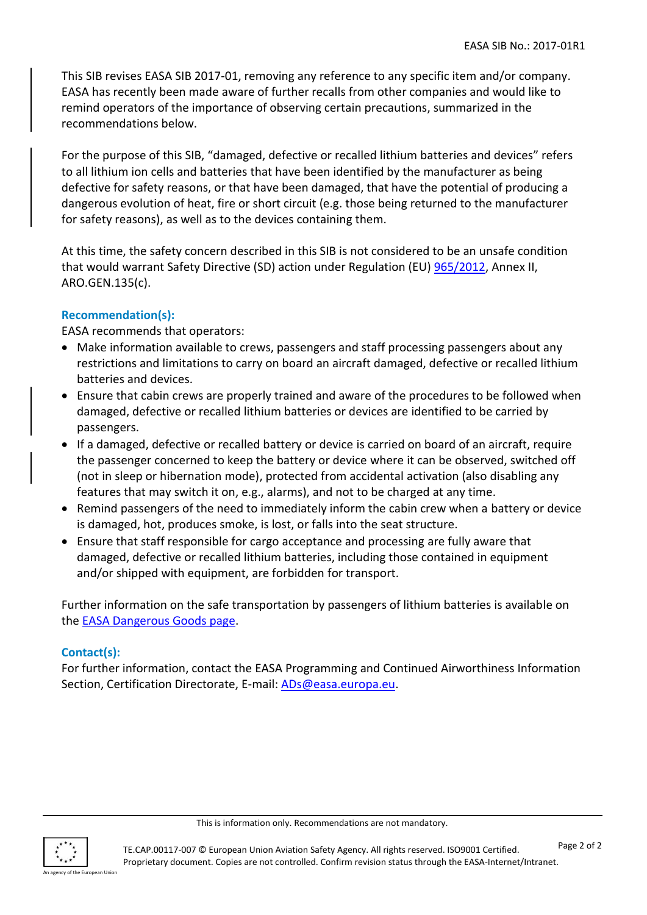This SIB revises EASA SIB 2017-01, removing any reference to any specific item and/or company. EASA has recently been made aware of further recalls from other companies and would like to remind operators of the importance of observing certain precautions, summarized in the recommendations below.

For the purpose of this SIB, "damaged, defective or recalled lithium batteries and devices" refers to all lithium ion cells and batteries that have been identified by the manufacturer as being defective for safety reasons, or that have been damaged, that have the potential of producing a dangerous evolution of heat, fire or short circuit (e.g. those being returned to the manufacturer for safety reasons), as well as to the devices containing them.

At this time, the safety concern described in this SIB is not considered to be an unsafe condition that would warrant Safety Directive (SD) action under Regulation (EU) 965/2012, Annex II, ARO.GEN.135(c).

### Recommendation(s):

EASA recommends that operators:

- Make information available to crews, passengers and staff processing passengers about any restrictions and limitations to carry on board an aircraft damaged, defective or recalled lithium batteries and devices.
- Ensure that cabin crews are properly trained and aware of the procedures to be followed when damaged, defective or recalled lithium batteries or devices are identified to be carried by passengers.
- If a damaged, defective or recalled battery or device is carried on board of an aircraft, require the passenger concerned to keep the battery or device where it can be observed, switched off (not in sleep or hibernation mode), protected from accidental activation (also disabling any features that may switch it on, e.g., alarms), and not to be charged at any time.
- Remind passengers of the need to immediately inform the cabin crew when a battery or device is damaged, hot, produces smoke, is lost, or falls into the seat structure.
- Ensure that staff responsible for cargo acceptance and processing are fully aware that damaged, defective or recalled lithium batteries, including those contained in equipment and/or shipped with equipment, are forbidden for transport.

Further information on the safe transportation by passengers of lithium batteries is available on the EASA Dangerous Goods page.

### Contact(s):

For further information, contact the EASA Programming and Continued Airworthiness Information Section, Certification Directorate, E-mail: ADs@easa.europa.eu.

This is information only. Recommendations are not mandatory.